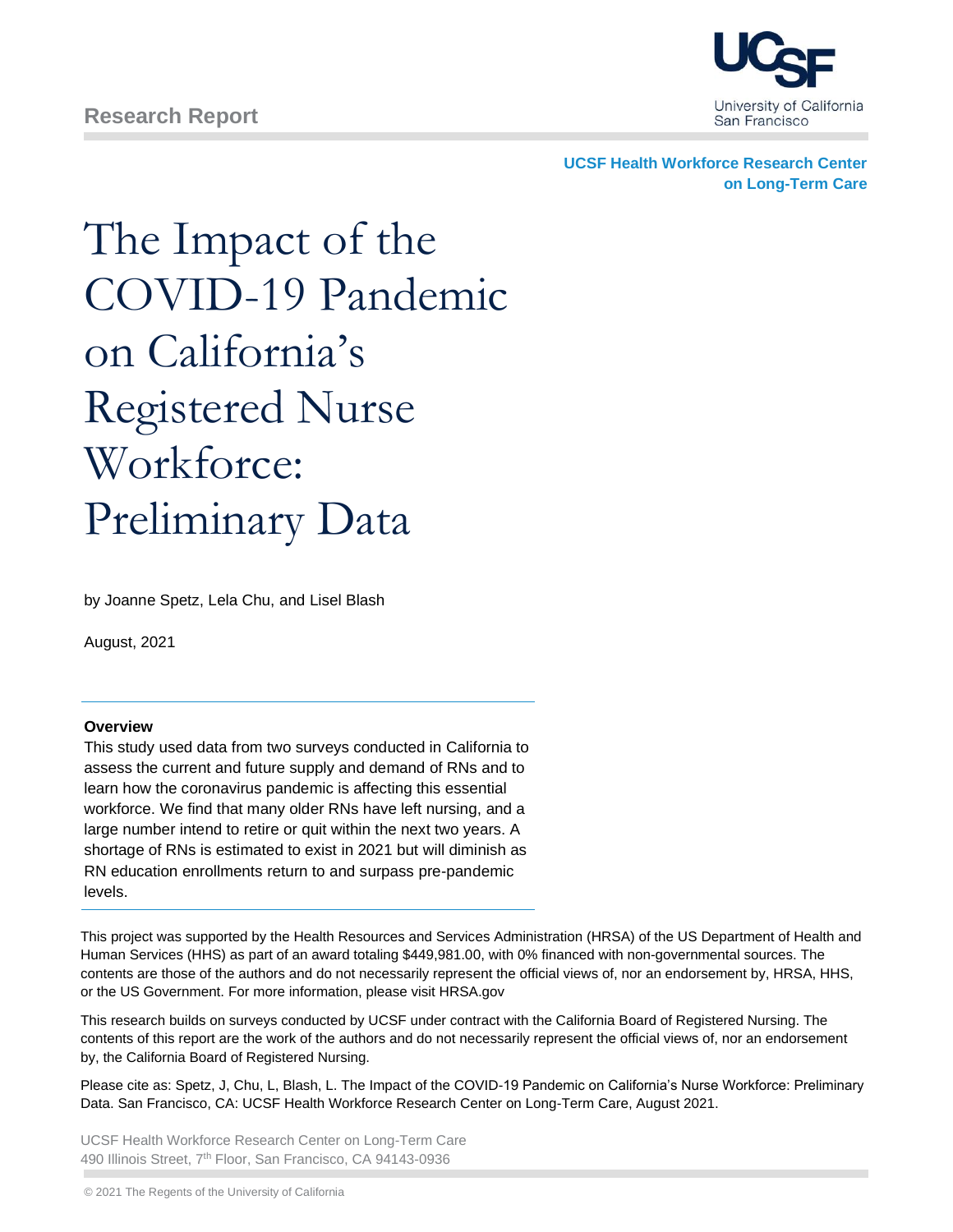Research Report

University of California San Francisco

**UCSF Health Workforce Research Center on Long-Term Care**

# The Impact of the COVID-19 Pandemic on California's Registered Nurse Workforce: Preliminary Data

by Joanne Spetz, Lela Chu, and Lisel Blash

August, 2021

**Overview**

This study used data from two surveys conducted in California to assess the current and future supply and demand of RNs and to learn how the coronavirus pandemic is affecting this essential workforce. We find that many older RNs have left nursing, and a large number intend to retire or quit within the next two years. A shortage of RNs is estimated to exist in 2021 but will diminish as RN education enrollments return to and surpass pre-pandemic levels.

This project was supported by the Health Resources and Services Administration (HRSA) of the US Department of Health and Human Services (HHS) as part of an award totaling $449,981.00, with 0% financed with non-governmental sources. The contents are those of the authors and do not necessarily represent the official views of, nor an endorsement by, HRSA, HHS, or the US Government. For more information, please visit HRSA.gov

This research builds on surveys conducted by UCSF under contract with the California Board of Registered Nursing. The contents of this report are the work of the authors and do not necessarily represent the official views of, nor an endorsement by, the California Board of Registered Nursing.

Please cite as: Spetz, J, Chu, L, Blash, L. The Impact of the COVID-19 Pandemic on California's Nurse Workforce: Preliminary Data. San Francisco, CA: UCSF Health Workforce Research Center on Long-Term Care, August 2021.

UCSF Health Workforce Research Center on Long-Term Care
490 Illinois Street, 7th Floor, San Francisco, CA 94143-0936

© 2021 The Regents of the University of California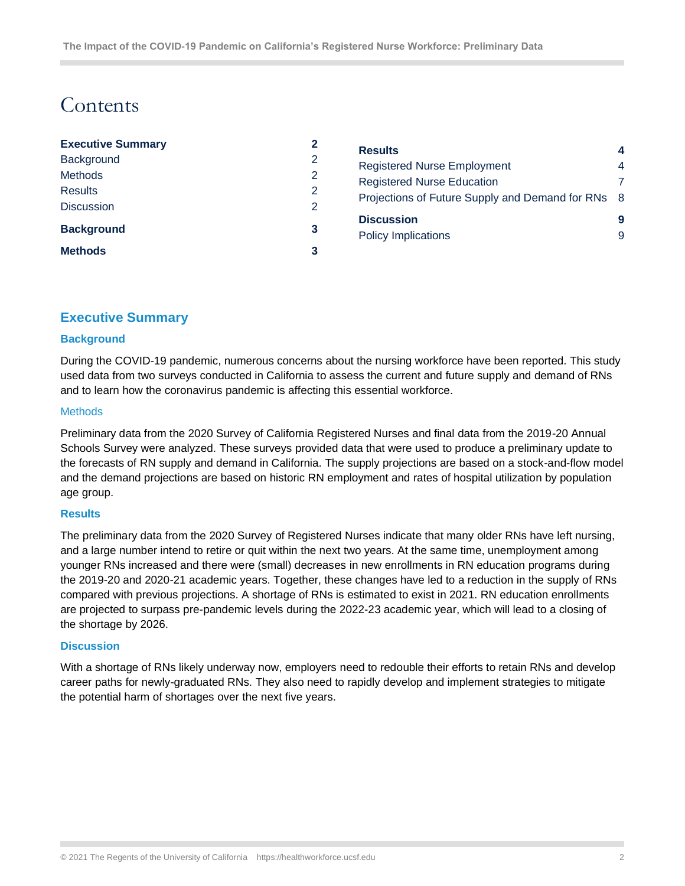# Contents

| | |
|---|---|
| **Executive Summary** | **2** |
| Background | 2 |
| Methods | 2 |
| Results | 2 |
| Discussion | 2 |
| **Background** | **3** |
| **Methods** | **3** |
| **Results** | **4** |
| Registered Nurse Employment | 4 |
| Registered Nurse Education | 7 |
| Projections of Future Supply and Demand for RNs | 8 |
| **Discussion** | **9** |
| Policy Implications | 9 |

## Executive Summary

### Background

During the COVID-19 pandemic, numerous concerns about the nursing workforce have been reported. This study used data from two surveys conducted in California to assess the current and future supply and demand of RNs and to learn how the coronavirus pandemic is affecting this essential workforce.

### Methods

Preliminary data from the 2020 Survey of California Registered Nurses and final data from the 2019-20 Annual Schools Survey were analyzed. These surveys provided data that were used to produce a preliminary update to the forecasts of RN supply and demand in California. The supply projections are based on a stock-and-flow model and the demand projections are based on historic RN employment and rates of hospital utilization by population age group.

### Results

The preliminary data from the 2020 Survey of Registered Nurses indicate that many older RNs have left nursing, and a large number intend to retire or quit within the next two years. At the same time, unemployment among younger RNs increased and there were (small) decreases in new enrollments in RN education programs during the 2019-20 and 2020-21 academic years. Together, these changes have led to a reduction in the supply of RNs compared with previous projections. A shortage of RNs is estimated to exist in 2021. RN education enrollments are projected to surpass pre-pandemic levels during the 2022-23 academic year, which will lead to a closing of the shortage by 2026.

### Discussion

With a shortage of RNs likely underway now, employers need to redouble their efforts to retain RNs and develop career paths for newly-graduated RNs. They also need to rapidly develop and implement strategies to mitigate the potential harm of shortages over the next five years.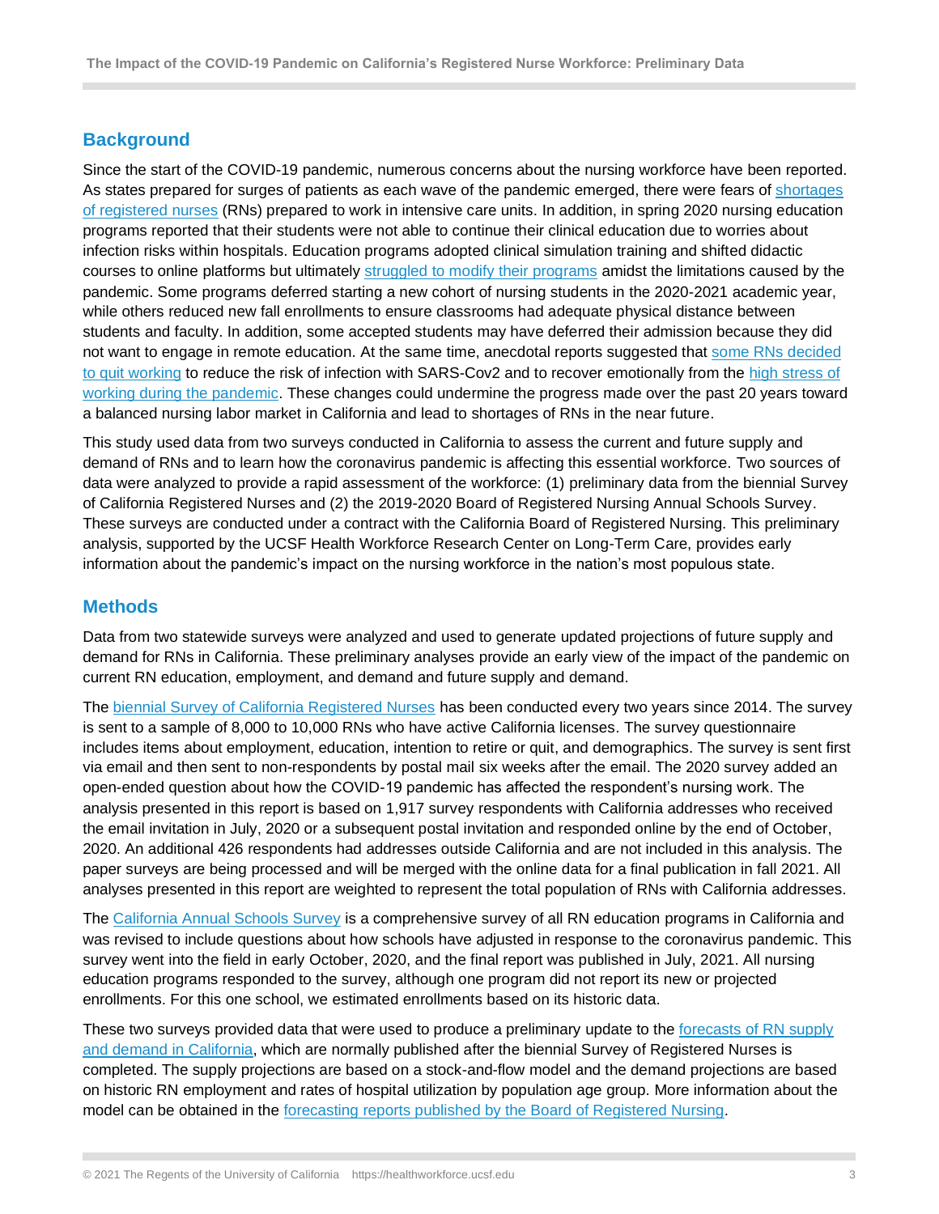## Background

Since the start of the COVID-19 pandemic, numerous concerns about the nursing workforce have been reported. As states prepared for surges of patients as each wave of the pandemic emerged, there were fears of shortages of registered nurses (RNs) prepared to work in intensive care units. In addition, in spring 2020 nursing education programs reported that their students were not able to continue their clinical education due to worries about infection risks within hospitals. Education programs adopted clinical simulation training and shifted didactic courses to online platforms but ultimately struggled to modify their programs amidst the limitations caused by the pandemic. Some programs deferred starting a new cohort of nursing students in the 2020-2021 academic year, while others reduced new fall enrollments to ensure classrooms had adequate physical distance between students and faculty. In addition, some accepted students may have deferred their admission because they did not want to engage in remote education. At the same time, anecdotal reports suggested that some RNs decided to quit working to reduce the risk of infection with SARS-Cov2 and to recover emotionally from the high stress of working during the pandemic. These changes could undermine the progress made over the past 20 years toward a balanced nursing labor market in California and lead to shortages of RNs in the near future.

This study used data from two surveys conducted in California to assess the current and future supply and demand of RNs and to learn how the coronavirus pandemic is affecting this essential workforce. Two sources of data were analyzed to provide a rapid assessment of the workforce: (1) preliminary data from the biennial Survey of California Registered Nurses and (2) the 2019-2020 Board of Registered Nursing Annual Schools Survey. These surveys are conducted under a contract with the California Board of Registered Nursing. This preliminary analysis, supported by the UCSF Health Workforce Research Center on Long-Term Care, provides early information about the pandemic's impact on the nursing workforce in the nation's most populous state.

## Methods

Data from two statewide surveys were analyzed and used to generate updated projections of future supply and demand for RNs in California. These preliminary analyses provide an early view of the impact of the pandemic on current RN education, employment, and demand and future supply and demand.

The biennial Survey of California Registered Nurses has been conducted every two years since 2014. The survey is sent to a sample of 8,000 to 10,000 RNs who have active California licenses. The survey questionnaire includes items about employment, education, intention to retire or quit, and demographics. The survey is sent first via email and then sent to non-respondents by postal mail six weeks after the email. The 2020 survey added an open-ended question about how the COVID-19 pandemic has affected the respondent's nursing work. The analysis presented in this report is based on 1,917 survey respondents with California addresses who received the email invitation in July, 2020 or a subsequent postal invitation and responded online by the end of October, 2020. An additional 426 respondents had addresses outside California and are not included in this analysis. The paper surveys are being processed and will be merged with the online data for a final publication in fall 2021. All analyses presented in this report are weighted to represent the total population of RNs with California addresses.

The California Annual Schools Survey is a comprehensive survey of all RN education programs in California and was revised to include questions about how schools have adjusted in response to the coronavirus pandemic. This survey went into the field in early October, 2020, and the final report was published in July, 2021. All nursing education programs responded to the survey, although one program did not report its new or projected enrollments. For this one school, we estimated enrollments based on its historic data.

These two surveys provided data that were used to produce a preliminary update to the forecasts of RN supply and demand in California, which are normally published after the biennial Survey of Registered Nurses is completed. The supply projections are based on a stock-and-flow model and the demand projections are based on historic RN employment and rates of hospital utilization by population age group. More information about the model can be obtained in the forecasting reports published by the Board of Registered Nursing.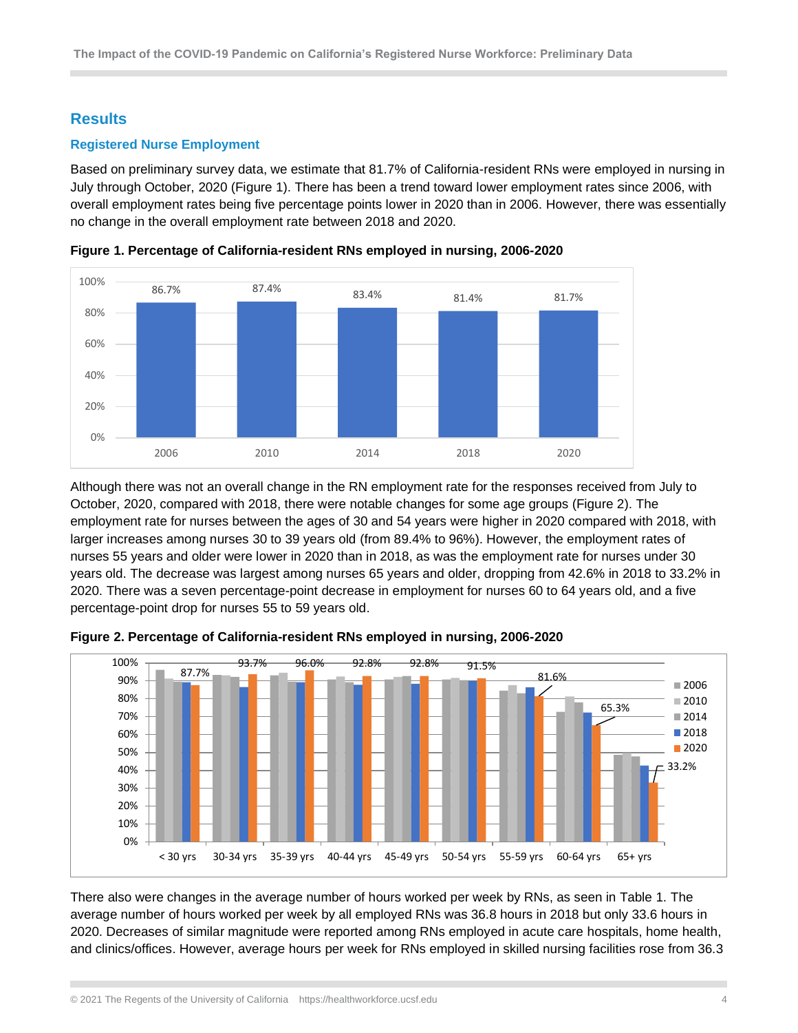## Results

### Registered Nurse Employment

Based on preliminary survey data, we estimate that 81.7% of California-resident RNs were employed in nursing in July through October, 2020 (Figure 1). There has been a trend toward lower employment rates since 2006, with overall employment rates being five percentage points lower in 2020 than in 2006. However, there was essentially no change in the overall employment rate between 2018 and 2020.

**Figure 1. Percentage of California-resident RNs employed in nursing, 2006-2020**

| Year | Percent employed |
|---|---|
| 2006 | 86.7% |
| 2010 | 87.4% |
| 2014 | 83.4% |
| 2018 | 81.4% |
| 2020 | 81.7% |

Although there was not an overall change in the RN employment rate for the responses received from July to October, 2020, compared with 2018, there were notable changes for some age groups (Figure 2). The employment rate for nurses between the ages of 30 and 54 years were higher in 2020 compared with 2018, with larger increases among nurses 30 to 39 years old (from 89.4% to 96%). However, the employment rates of nurses 55 years and older were lower in 2020 than in 2018, as was the employment rate for nurses under 30 years old. The decrease was largest among nurses 65 years and older, dropping from 42.6% in 2018 to 33.2% in 2020. There was a seven percentage-point decrease in employment for nurses 60 to 64 years old, and a five percentage-point drop for nurses 55 to 59 years old.

**Figure 2. Percentage of California-resident RNs employed in nursing, 2006-2020**

| Age group | 2020 |
|---|---|
| < 30 yrs | 87.7% |
| 30-34 yrs | 93.7% |
| 35-39 yrs | 96.0% |
| 40-44 yrs | 92.8% |
| 45-49 yrs | 92.8% |
| 50-54 yrs | 91.5% |
| 55-59 yrs | 81.6% |
| 60-64 yrs | 65.3% |
| 65+ yrs | 33.2% |

There also were changes in the average number of hours worked per week by RNs, as seen in Table 1. The average number of hours worked per week by all employed RNs was 36.8 hours in 2018 but only 33.6 hours in 2020. Decreases of similar magnitude were reported among RNs employed in acute care hospitals, home health, and clinics/offices. However, average hours per week for RNs employed in skilled nursing facilities rose from 36.3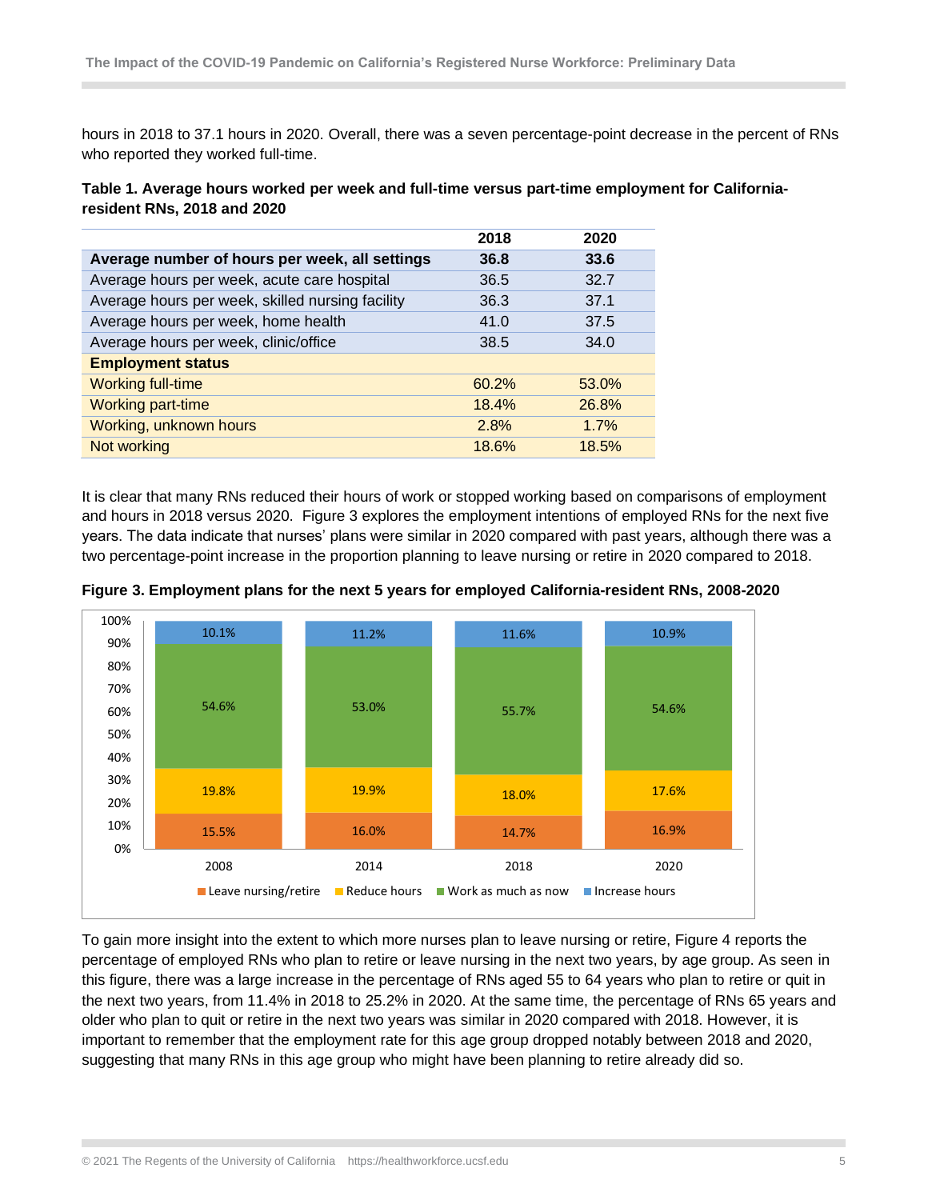hours in 2018 to 37.1 hours in 2020. Overall, there was a seven percentage-point decrease in the percent of RNs who reported they worked full-time.

**Table 1. Average hours worked per week and full-time versus part-time employment for California-resident RNs, 2018 and 2020**

| | 2018 | 2020 |
|---|---|---|
| **Average number of hours per week, all settings** | **36.8** | **33.6** |
| Average hours per week, acute care hospital | 36.5 | 32.7 |
| Average hours per week, skilled nursing facility | 36.3 | 37.1 |
| Average hours per week, home health | 41.0 | 37.5 |
| Average hours per week, clinic/office | 38.5 | 34.0 |
| **Employment status** | | |
| Working full-time | 60.2% | 53.0% |
| Working part-time | 18.4% | 26.8% |
| Working, unknown hours | 2.8% | 1.7% |
| Not working | 18.6% | 18.5% |

It is clear that many RNs reduced their hours of work or stopped working based on comparisons of employment and hours in 2018 versus 2020. Figure 3 explores the employment intentions of employed RNs for the next five years. The data indicate that nurses' plans were similar in 2020 compared with past years, although there was a two percentage-point increase in the proportion planning to leave nursing or retire in 2020 compared to 2018.

**Figure 3. Employment plans for the next 5 years for employed California-resident RNs, 2008-2020**

| | 2008 | 2014 | 2018 | 2020 |
|---|---|---|---|---|
| Leave nursing/retire | 15.5% | 16.0% | 14.7% | 16.9% |
| Reduce hours | 19.8% | 19.9% | 18.0% | 17.6% |
| Work as much as now | 54.6% | 53.0% | 55.7% | 54.6% |
| Increase hours | 10.1% | 11.2% | 11.6% | 10.9% |

To gain more insight into the extent to which more nurses plan to leave nursing or retire, Figure 4 reports the percentage of employed RNs who plan to retire or leave nursing in the next two years, by age group. As seen in this figure, there was a large increase in the percentage of RNs aged 55 to 64 years who plan to retire or quit in the next two years, from 11.4% in 2018 to 25.2% in 2020. At the same time, the percentage of RNs 65 years and older who plan to quit or retire in the next two years was similar in 2020 compared with 2018. However, it is important to remember that the employment rate for this age group dropped notably between 2018 and 2020, suggesting that many RNs in this age group who might have been planning to retire already did so.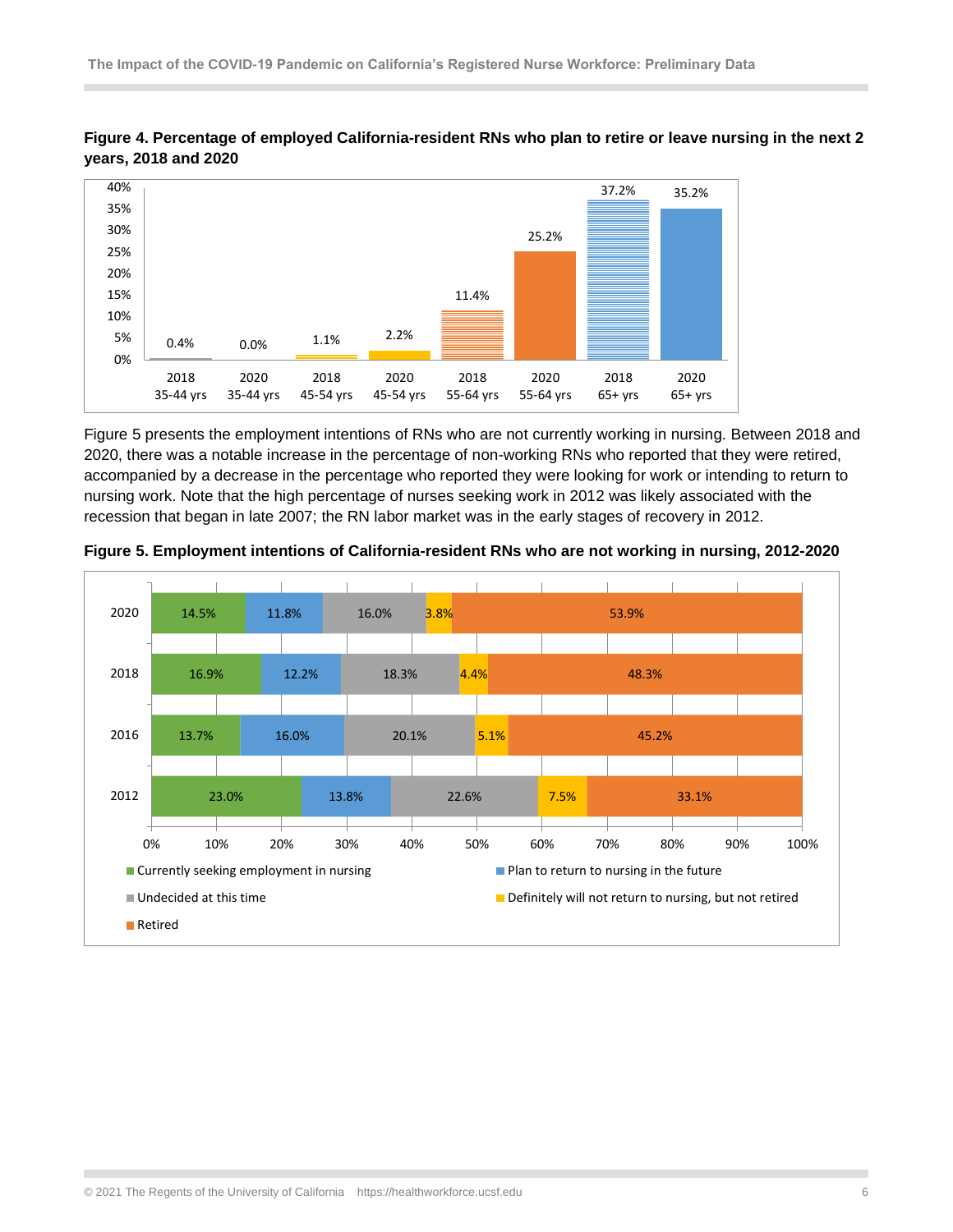**Figure 4. Percentage of employed California-resident RNs who plan to retire or leave nursing in the next 2 years, 2018 and 2020**

| Age group | 2018 | 2020 |
|---|---|---|
| 35-44 yrs | 0.4% | 0.0% |
| 45-54 yrs | 1.1% | 2.2% |
| 55-64 yrs | 11.4% | 25.2% |
| 65+ yrs | 37.2% | 35.2% |

Figure 5 presents the employment intentions of RNs who are not currently working in nursing. Between 2018 and 2020, there was a notable increase in the percentage of non-working RNs who reported that they were retired, accompanied by a decrease in the percentage who reported they were looking for work or intending to return to nursing work. Note that the high percentage of nurses seeking work in 2012 was likely associated with the recession that began in late 2007; the RN labor market was in the early stages of recovery in 2012.

**Figure 5. Employment intentions of California-resident RNs who are not working in nursing, 2012-2020**

| Year | Currently seeking employment in nursing | Plan to return to nursing in the future | Undecided at this time | Definitely will not return to nursing, but not retired | Retired |
|---|---|---|---|---|---|
| 2020 | 14.5% | 11.8% | 16.0% | 3.8% | 53.9% |
| 2018 | 16.9% | 12.2% | 18.3% | 4.4% | 48.3% |
| 2016 | 13.7% | 16.0% | 20.1% | 5.1% | 45.2% |
| 2012 | 23.0% | 13.8% | 22.6% | 7.5% | 33.1% |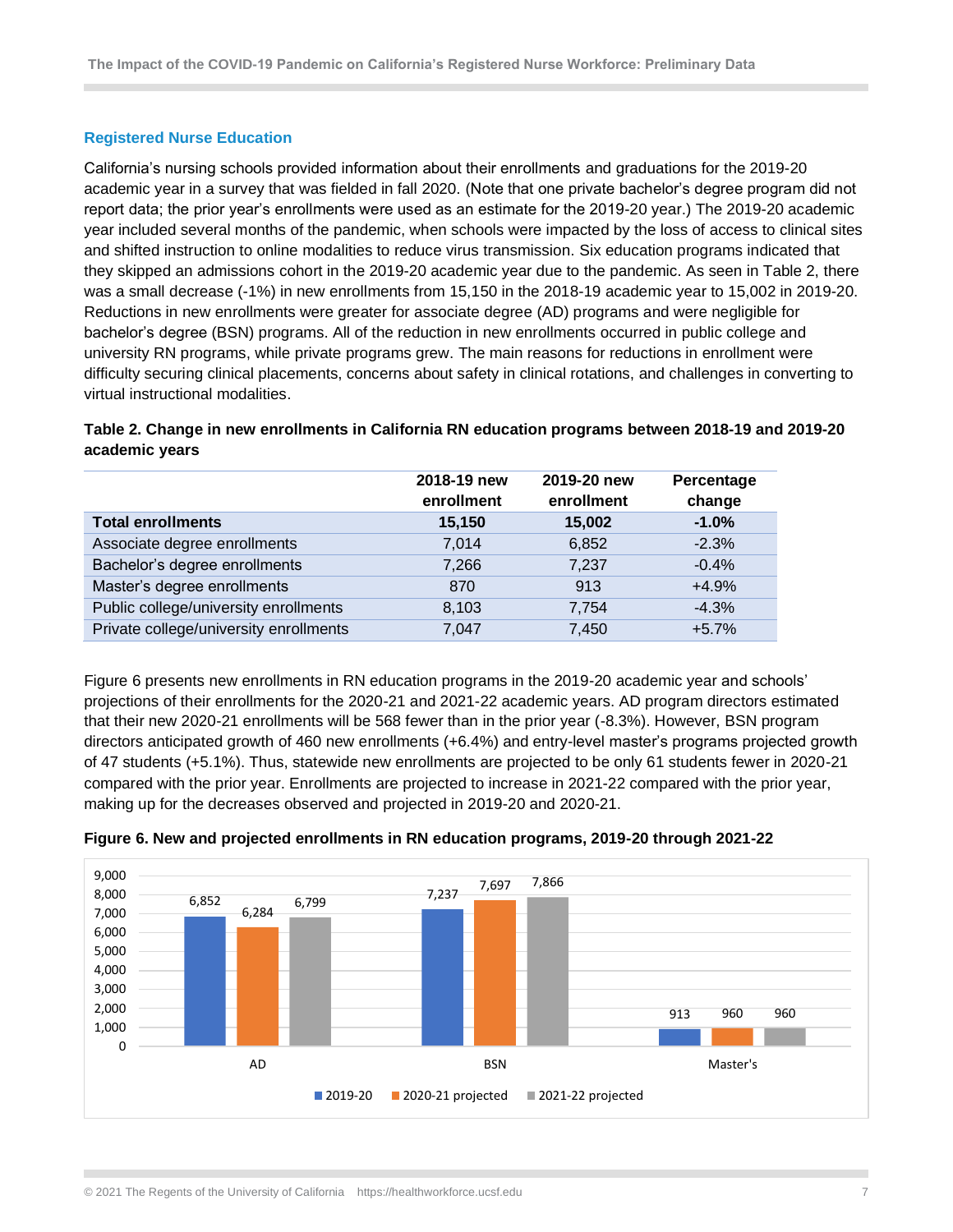## Registered Nurse Education

California's nursing schools provided information about their enrollments and graduations for the 2019-20 academic year in a survey that was fielded in fall 2020. (Note that one private bachelor's degree program did not report data; the prior year's enrollments were used as an estimate for the 2019-20 year.) The 2019-20 academic year included several months of the pandemic, when schools were impacted by the loss of access to clinical sites and shifted instruction to online modalities to reduce virus transmission. Six education programs indicated that they skipped an admissions cohort in the 2019-20 academic year due to the pandemic. As seen in Table 2, there was a small decrease (-1%) in new enrollments from 15,150 in the 2018-19 academic year to 15,002 in 2019-20. Reductions in new enrollments were greater for associate degree (AD) programs and were negligible for bachelor's degree (BSN) programs. All of the reduction in new enrollments occurred in public college and university RN programs, while private programs grew. The main reasons for reductions in enrollment were difficulty securing clinical placements, concerns about safety in clinical rotations, and challenges in converting to virtual instructional modalities.

**Table 2. Change in new enrollments in California RN education programs between 2018-19 and 2019-20 academic years**

| | 2018-19 new enrollment | 2019-20 new enrollment | Percentage change |
|---|---|---|---|
| **Total enrollments** | **15,150** | **15,002** | **-1.0%** |
| Associate degree enrollments | 7,014 | 6,852 | -2.3% |
| Bachelor's degree enrollments | 7,266 | 7,237 | -0.4% |
| Master's degree enrollments | 870 | 913 | +4.9% |
| Public college/university enrollments | 8,103 | 7,754 | -4.3% |
| Private college/university enrollments | 7,047 | 7,450 | +5.7% |

Figure 6 presents new enrollments in RN education programs in the 2019-20 academic year and schools' projections of their enrollments for the 2020-21 and 2021-22 academic years. AD program directors estimated that their new 2020-21 enrollments will be 568 fewer than in the prior year (-8.3%). However, BSN program directors anticipated growth of 460 new enrollments (+6.4%) and entry-level master's programs projected growth of 47 students (+5.1%). Thus, statewide new enrollments are projected to be only 61 students fewer in 2020-21 compared with the prior year. Enrollments are projected to increase in 2021-22 compared with the prior year, making up for the decreases observed and projected in 2019-20 and 2020-21.

**Figure 6. New and projected enrollments in RN education programs, 2019-20 through 2021-22**

| | 2019-20 | 2020-21 projected | 2021-22 projected |
|---|---|---|---|
| AD | 6,852 | 6,284 | 6,799 |
| BSN | 7,237 | 7,697 | 7,866 |
| Master's | 913 | 960 | 960 |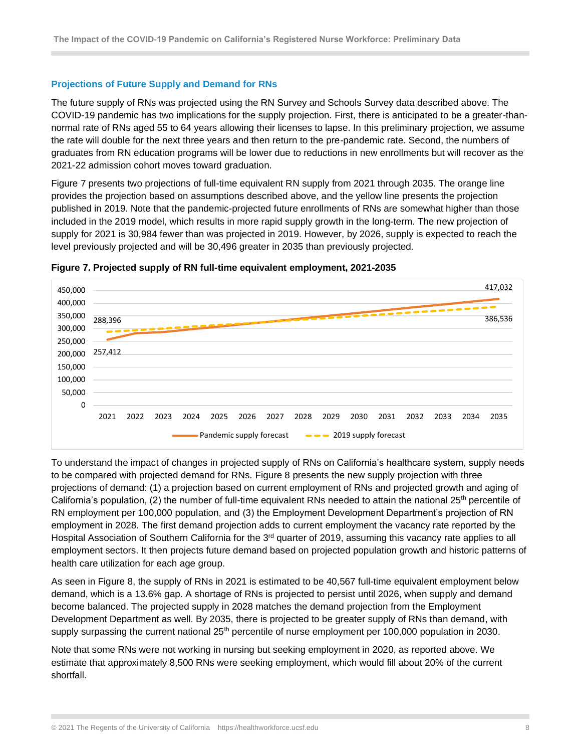## Projections of Future Supply and Demand for RNs

The future supply of RNs was projected using the RN Survey and Schools Survey data described above. The COVID-19 pandemic has two implications for the supply projection. First, there is anticipated to be a greater-than-normal rate of RNs aged 55 to 64 years allowing their licenses to lapse. In this preliminary projection, we assume the rate will double for the next three years and then return to the pre-pandemic rate. Second, the numbers of graduates from RN education programs will be lower due to reductions in new enrollments but will recover as the 2021-22 admission cohort moves toward graduation.

Figure 7 presents two projections of full-time equivalent RN supply from 2021 through 2035. The orange line provides the projection based on assumptions described above, and the yellow line presents the projection published in 2019. Note that the pandemic-projected future enrollments of RNs are somewhat higher than those included in the 2019 model, which results in more rapid supply growth in the long-term. The new projection of supply for 2021 is 30,984 fewer than was projected in 2019. However, by 2026, supply is expected to reach the level previously projected and will be 30,496 greater in 2035 than previously projected.

**Figure 7. Projected supply of RN full-time equivalent employment, 2021-2035**

To understand the impact of changes in projected supply of RNs on California's healthcare system, supply needs to be compared with projected demand for RNs. Figure 8 presents the new supply projection with three projections of demand: (1) a projection based on current employment of RNs and projected growth and aging of California's population, (2) the number of full-time equivalent RNs needed to attain the national 25th percentile of RN employment per 100,000 population, and (3) the Employment Development Department's projection of RN employment in 2028. The first demand projection adds to current employment the vacancy rate reported by the Hospital Association of Southern California for the 3rd quarter of 2019, assuming this vacancy rate applies to all employment sectors. It then projects future demand based on projected population growth and historic patterns of health care utilization for each age group.

As seen in Figure 8, the supply of RNs in 2021 is estimated to be 40,567 full-time equivalent employment below demand, which is a 13.6% gap. A shortage of RNs is projected to persist until 2026, when supply and demand become balanced. The projected supply in 2028 matches the demand projection from the Employment Development Department as well. By 2035, there is projected to be greater supply of RNs than demand, with supply surpassing the current national 25th percentile of nurse employment per 100,000 population in 2030.

Note that some RNs were not working in nursing but seeking employment in 2020, as reported above. We estimate that approximately 8,500 RNs were seeking employment, which would fill about 20% of the current shortfall.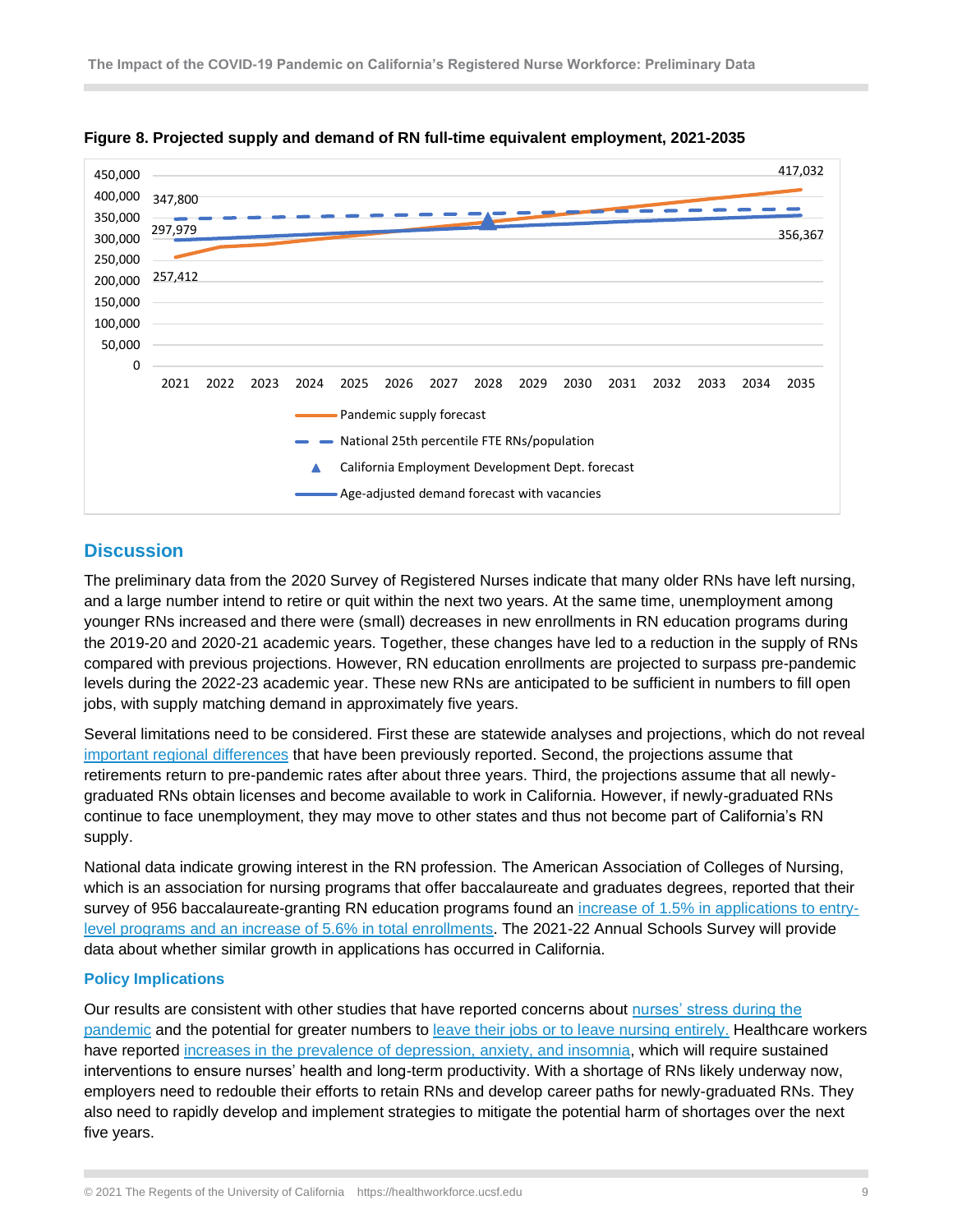**Figure 8. Projected supply and demand of RN full-time equivalent employment, 2021-2035**

450,000
400,000
350,000
300,000
250,000
200,000
150,000
100,000
50,000
0

2021 2022 2023 2024 2025 2026 2027 2028 2029 2030 2031 2032 2033 2034 2035

347,800
297,979
257,412
417,032
356,367

Pandemic supply forecast
National 25th percentile FTE RNs/population
California Employment Development Dept. forecast
Age-adjusted demand forecast with vacancies

## Discussion

The preliminary data from the 2020 Survey of Registered Nurses indicate that many older RNs have left nursing, and a large number intend to retire or quit within the next two years. At the same time, unemployment among younger RNs increased and there were (small) decreases in new enrollments in RN education programs during the 2019-20 and 2020-21 academic years. Together, these changes have led to a reduction in the supply of RNs compared with previous projections. However, RN education enrollments are projected to surpass pre-pandemic levels during the 2022-23 academic year. These new RNs are anticipated to be sufficient in numbers to fill open jobs, with supply matching demand in approximately five years.

Several limitations need to be considered. First these are statewide analyses and projections, which do not reveal important regional differences that have been previously reported. Second, the projections assume that retirements return to pre-pandemic rates after about three years. Third, the projections assume that all newly-graduated RNs obtain licenses and become available to work in California. However, if newly-graduated RNs continue to face unemployment, they may move to other states and thus not become part of California's RN supply.

National data indicate growing interest in the RN profession. The American Association of Colleges of Nursing, which is an association for nursing programs that offer baccalaureate and graduates degrees, reported that their survey of 956 baccalaureate-granting RN education programs found an increase of 1.5% in applications to entry-level programs and an increase of 5.6% in total enrollments. The 2021-22 Annual Schools Survey will provide data about whether similar growth in applications has occurred in California.

### Policy Implications

Our results are consistent with other studies that have reported concerns about nurses' stress during the pandemic and the potential for greater numbers to leave their jobs or to leave nursing entirely. Healthcare workers have reported increases in the prevalence of depression, anxiety, and insomnia, which will require sustained interventions to ensure nurses' health and long-term productivity. With a shortage of RNs likely underway now, employers need to redouble their efforts to retain RNs and develop career paths for newly-graduated RNs. They also need to rapidly develop and implement strategies to mitigate the potential harm of shortages over the next five years.